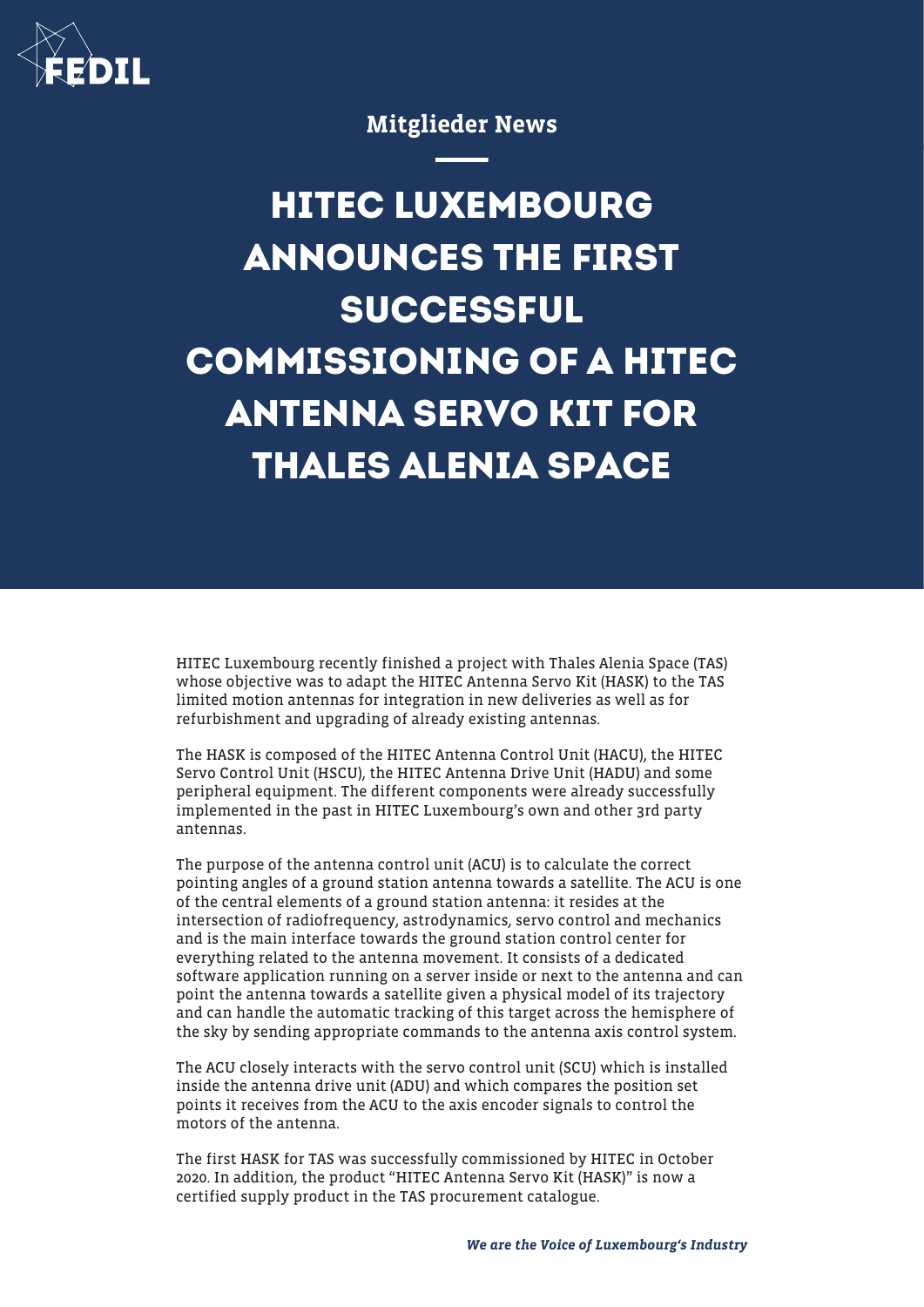Mitglieder News

# HITEC LUXEMBOURG ANNOUNCES THE FIRST SUCCESSFUL COMMISSIONING OF A HITEC ANTENNA SERVO KIT FOR THALES ALENIA SPACE

HITEC Luxembourg recently finished a project with Thales Alenia Space (TAS) whose objective was to adapt the HITEC Antenna Servo Kit (HASK) to the TAS limited motion antennas for integration in new deliveries as well as for refurbishment and upgrading of already existing antennas.

The HASK is composed of the HITEC Antenna Control Unit (HACU), the HITEC Servo Control Unit (HSCU), the HITEC Antenna Drive Unit (HADU) and some peripheral equipment. The different components were already successfully implemented in the past in HITEC Luxembourg's own and other 3rd party antennas.

The purpose of the antenna control unit (ACU) is to calculate the correct pointing angles of a ground station antenna towards a satellite. The ACU is one of the central elements of a ground station antenna: it resides at the intersection of radiofrequency, astrodynamics, servo control and mechanics and is the main interface towards the ground station control center for everything related to the antenna movement. It consists of a dedicated software application running on a server inside or next to the antenna and can point the antenna towards a satellite given a physical model of its trajectory and can handle the automatic tracking of this target across the hemisphere of the sky by sending appropriate commands to the antenna axis control system.

The ACU closely interacts with the servo control unit (SCU) which is installed inside the antenna drive unit (ADU) and which compares the position set points it receives from the ACU to the axis encoder signals to control the motors of the antenna.

The first HASK for TAS was successfully commissioned by HITEC in October 2020. In addition, the product "HITEC Antenna Servo Kit (HASK)" is now a certified supply product in the TAS procurement catalogue.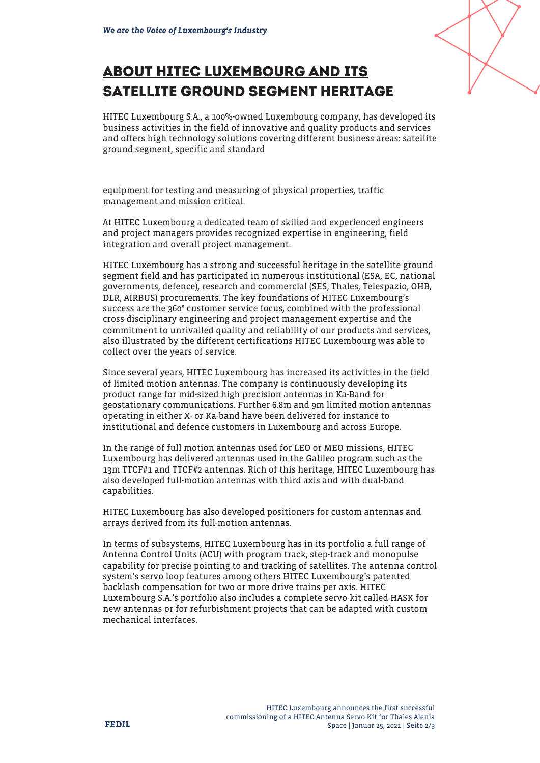## ABOUT HITEC LUXEMBOURG AND ITS SATELLITE GROUND SEGMENT HERITAGE

HITEC Luxembourg S.A., a 100%-owned Luxembourg company, has developed its business activities in the field of innovative and quality products and services and offers high technology solutions covering different business areas: satellite ground segment, specific and standard

equipment for testing and measuring of physical properties, traffic management and mission critical.

At HITEC Luxembourg a dedicated team of skilled and experienced engineers and project managers provides recognized expertise in engineering, field integration and overall project management.

HITEC Luxembourg has a strong and successful heritage in the satellite ground segment field and has participated in numerous institutional (ESA, EC, national governments, defence), research and commercial (SES, Thales, Telespazio, OHB, DLR, AIRBUS) procurements. The key foundations of HITEC Luxembourg's success are the 360° customer service focus, combined with the professional cross-disciplinary engineering and project management expertise and the commitment to unrivalled quality and reliability of our products and services, also illustrated by the different certifications HITEC Luxembourg was able to collect over the years of service.

Since several years, HITEC Luxembourg has increased its activities in the field of limited motion antennas. The company is continuously developing its product range for mid-sized high precision antennas in Ka-Band for geostationary communications. Further 6.8m and 9m limited motion antennas operating in either X- or Ka-band have been delivered for instance to institutional and defence customers in Luxembourg and across Europe.

In the range of full motion antennas used for LEO or MEO missions, HITEC Luxembourg has delivered antennas used in the Galileo program such as the 13m TTCF#1 and TTCF#2 antennas. Rich of this heritage, HITEC Luxembourg has also developed full-motion antennas with third axis and with dual-band capabilities.

HITEC Luxembourg has also developed positioners for custom antennas and arrays derived from its full-motion antennas.

In terms of subsystems, HITEC Luxembourg has in its portfolio a full range of Antenna Control Units (ACU) with program track, step-track and monopulse capability for precise pointing to and tracking of satellites. The antenna control system's servo loop features among others HITEC Luxembourg's patented backlash compensation for two or more drive trains per axis. HITEC Luxembourg S.A.'s portfolio also includes a complete servo-kit called HASK for new antennas or for refurbishment projects that can be adapted with custom mechanical interfaces.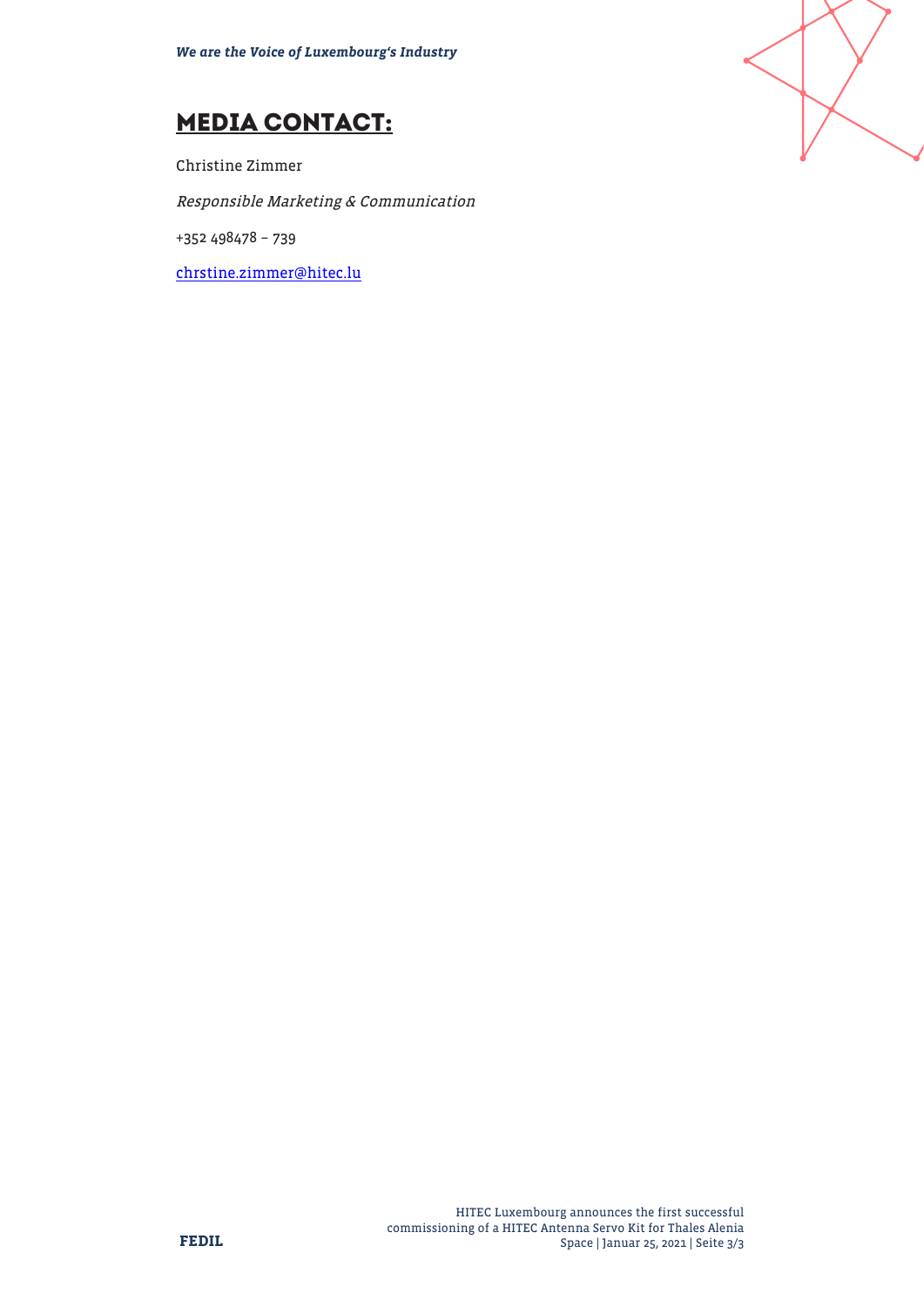## MEDIA CONTACT:

Christine Zimmer

*Responsible Marketing & Communication*

+352 498478 – 739

chrstine.zimmer@hitec.lu